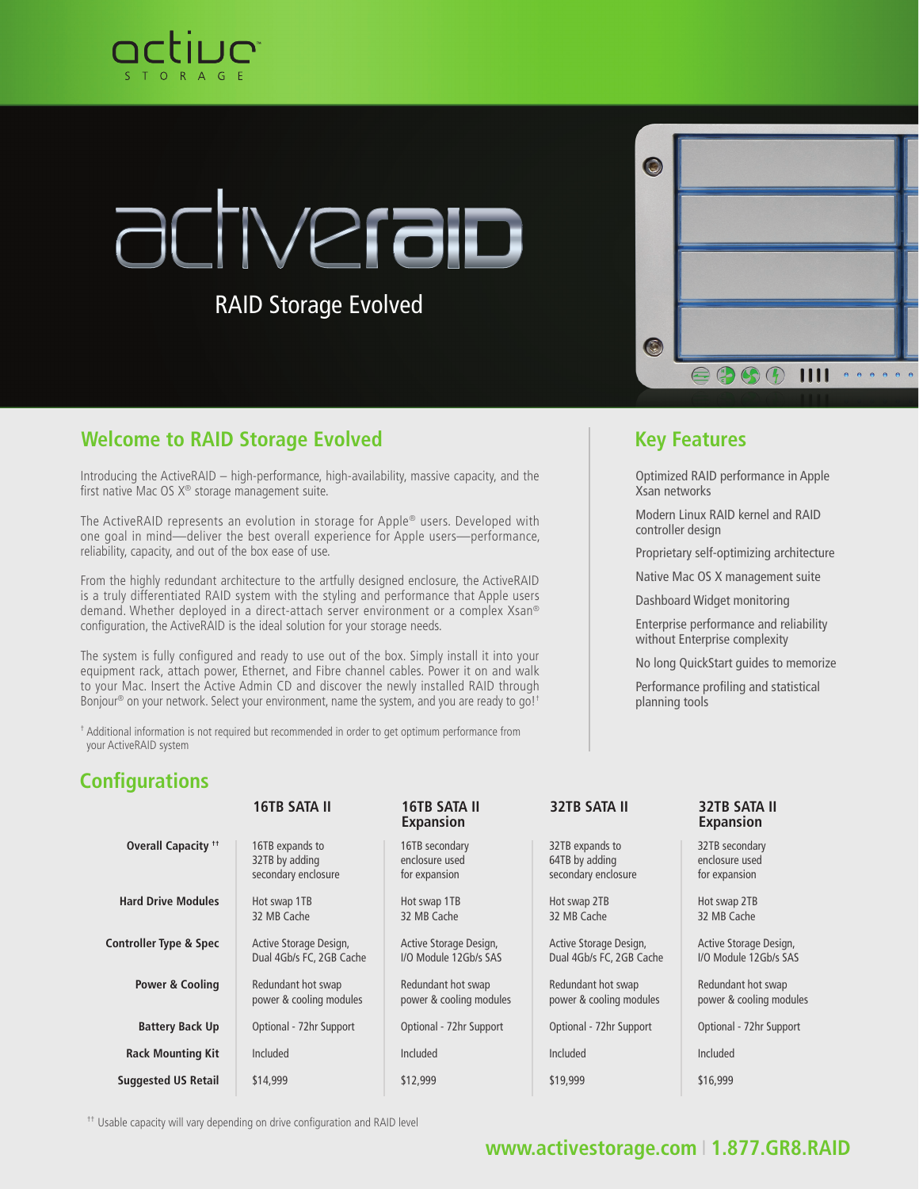active STORAGE

# activeRAID

RAID Storage Evolved

## Welcome to RAID Storage Evolved

Introducing the ActiveRAID – high-performance, high-availability, massive capacity, and the first native Mac OS X® storage management suite.

The ActiveRAID represents an evolution in storage for Apple® users. Developed with one goal in mind—deliver the best overall experience for Apple users—performance, reliability, capacity, and out of the box ease of use.

From the highly redundant architecture to the artfully designed enclosure, the ActiveRAID is a truly differentiated RAID system with the styling and performance that Apple users demand. Whether deployed in a direct-attach server environment or a complex Xsan® configuration, the ActiveRAID is the ideal solution for your storage needs.

The system is fully configured and ready to use out of the box. Simply install it into your equipment rack, attach power, Ethernet, and Fibre channel cables. Power it on and walk to your Mac. Insert the Active Admin CD and discover the newly installed RAID through Bonjour® on your network. Select your environment, name the system, and you are ready to go![†]

[†] Additional information is not required but recommended in order to get optimum performance from your ActiveRAID system

## Key Features

- Optimized RAID performance in Apple Xsan networks
- Modern Linux RAID kernel and RAID controller design
- Proprietary self-optimizing architecture
- Native Mac OS X management suite
- Dashboard Widget monitoring
- Enterprise performance and reliability without Enterprise complexity
- No long QuickStart guides to memorize
- Performance profiling and statistical planning tools

## Configurations

| | 16TB SATA II | 16TB SATA II Expansion | 32TB SATA II | 32TB SATA II Expansion |
|---|---|---|---|---|
| **Overall Capacity [††]** | 16TB expands to 32TB by adding secondary enclosure | 16TB secondary enclosure used for expansion | 32TB expands to 64TB by adding secondary enclosure | 32TB secondary enclosure used for expansion |
| **Hard Drive Modules** | Hot swap 1TB 32 MB Cache | Hot swap 1TB 32 MB Cache | Hot swap 2TB 32 MB Cache | Hot swap 2TB 32 MB Cache |
| **Controller Type & Spec** | Active Storage Design, Dual 4Gb/s FC, 2GB Cache | Active Storage Design, I/O Module 12Gb/s SAS | Active Storage Design, Dual 4Gb/s FC, 2GB Cache | Active Storage Design, I/O Module 12Gb/s SAS |
| **Power & Cooling** | Redundant hot swap power & cooling modules | Redundant hot swap power & cooling modules | Redundant hot swap power & cooling modules | Redundant hot swap power & cooling modules |
| **Battery Back Up** | Optional - 72hr Support | Optional - 72hr Support | Optional - 72hr Support | Optional - 72hr Support |
| **Rack Mounting Kit** | Included | Included | Included | Included |
| **Suggested US Retail** | $14,999 | $12,999 | $19,999 | $16,999 |

[††] Usable capacity will vary depending on drive configuration and RAID level

www.activestorage.com | 1.877.GR8.RAID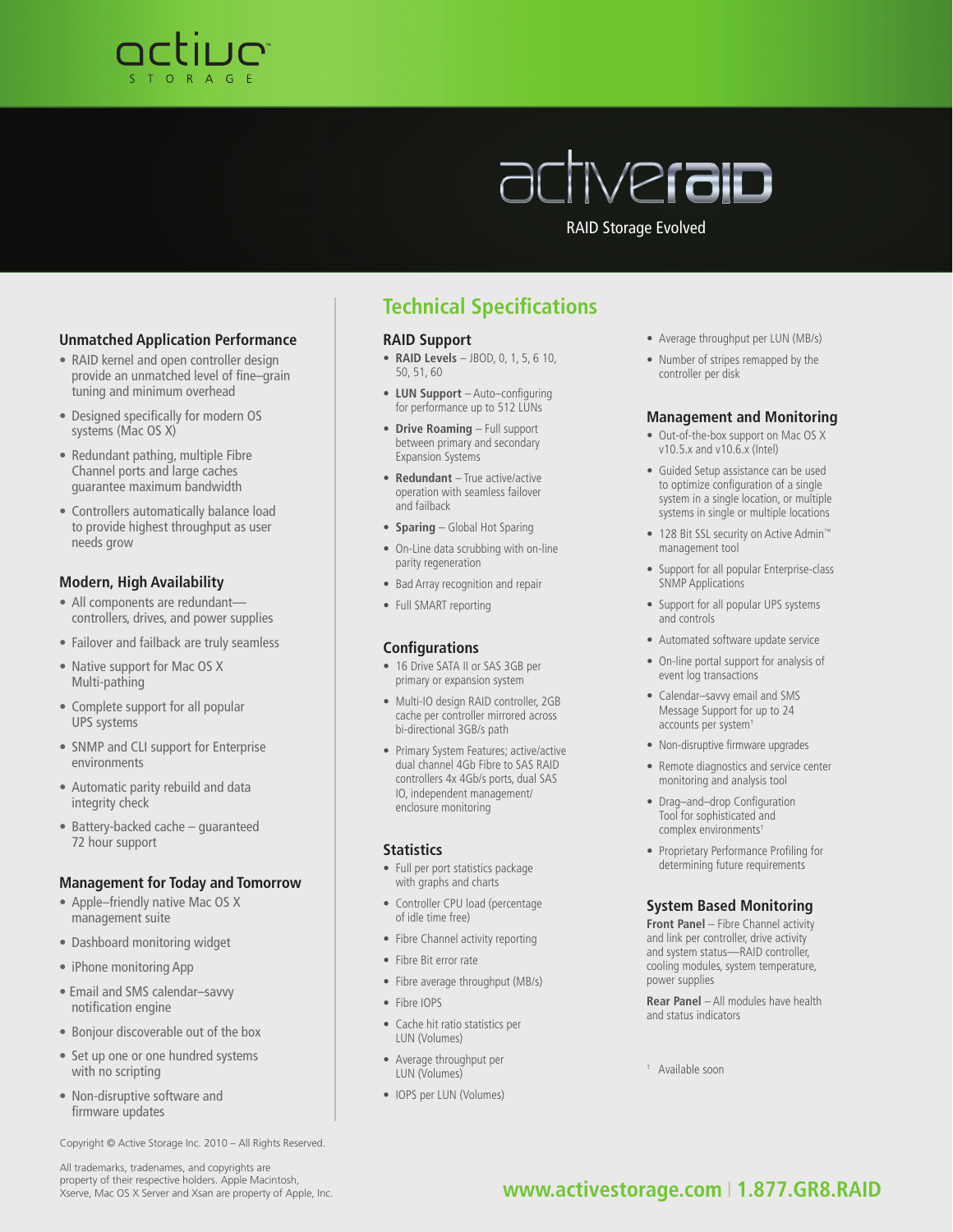active STORAGE

# activeRAID

RAID Storage Evolved

### Unmatched Application Performance

- RAID kernel and open controller design provide an unmatched level of fine–grain tuning and minimum overhead
- Designed specifically for modern OS systems (Mac OS X)
- Redundant pathing, multiple Fibre Channel ports and large caches guarantee maximum bandwidth
- Controllers automatically balance load to provide highest throughput as user needs grow

### Modern, High Availability

- All components are redundant— controllers, drives, and power supplies
- Failover and failback are truly seamless
- Native support for Mac OS X Multi-pathing
- Complete support for all popular UPS systems
- SNMP and CLI support for Enterprise environments
- Automatic parity rebuild and data integrity check
- Battery-backed cache – guaranteed 72 hour support

### Management for Today and Tomorrow

- Apple–friendly native Mac OS X management suite
- Dashboard monitoring widget
- iPhone monitoring App
- Email and SMS calendar–savvy notification engine
- Bonjour discoverable out of the box
- Set up one or one hundred systems with no scripting
- Non-disruptive software and firmware updates

## Technical Specifications

### RAID Support

- **RAID Levels** – JBOD, 0, 1, 5, 6 10, 50, 51, 60
- **LUN Support** – Auto–configuring for performance up to 512 LUNs
- **Drive Roaming** – Full support between primary and secondary Expansion Systems
- **Redundant** – True active/active operation with seamless failover and failback
- **Sparing** – Global Hot Sparing
- On-Line data scrubbing with on-line parity regeneration
- Bad Array recognition and repair
- Full SMART reporting

### Configurations

- 16 Drive SATA II or SAS 3GB per primary or expansion system
- Multi-IO design RAID controller, 2GB cache per controller mirrored across bi-directional 3GB/s path
- Primary System Features; active/active dual channel 4Gb Fibre to SAS RAID controllers 4x 4Gb/s ports, dual SAS IO, independent management/ enclosure monitoring

### Statistics

- Full per port statistics package with graphs and charts
- Controller CPU load (percentage of idle time free)
- Fibre Channel activity reporting
- Fibre Bit error rate
- Fibre average throughput (MB/s)
- Fibre IOPS
- Cache hit ratio statistics per LUN (Volumes)
- Average throughput per LUN (Volumes)
- IOPS per LUN (Volumes)
- Average throughput per LUN (MB/s)
- Number of stripes remapped by the controller per disk

### Management and Monitoring

- Out-of-the-box support on Mac OS X v10.5.x and v10.6.x (Intel)
- Guided Setup assistance can be used to optimize configuration of a single system in a single location, or multiple systems in single or multiple locations
- 128 Bit SSL security on Active Admin™ management tool
- Support for all popular Enterprise-class SNMP Applications
- Support for all popular UPS systems and controls
- Automated software update service
- On-line portal support for analysis of event log transactions
- Calendar–savvy email and SMS Message Support for up to 24 accounts per system†
- Non-disruptive firmware upgrades
- Remote diagnostics and service center monitoring and analysis tool
- Drag–and–drop Configuration Tool for sophisticated and complex environments†
- Proprietary Performance Profiling for determining future requirements

### System Based Monitoring

**Front Panel** – Fibre Channel activity and link per controller, drive activity and system status—RAID controller, cooling modules, system temperature, power supplies

**Rear Panel** – All modules have health and status indicators

† Available soon

Copyright © Active Storage Inc. 2010 – All Rights Reserved.

All trademarks, tradenames, and copyrights are property of their respective holders. Apple Macintosh, Xserve, Mac OS X Server and Xsan are property of Apple, Inc.

**www.activestorage.com | 1.877.GR8.RAID**